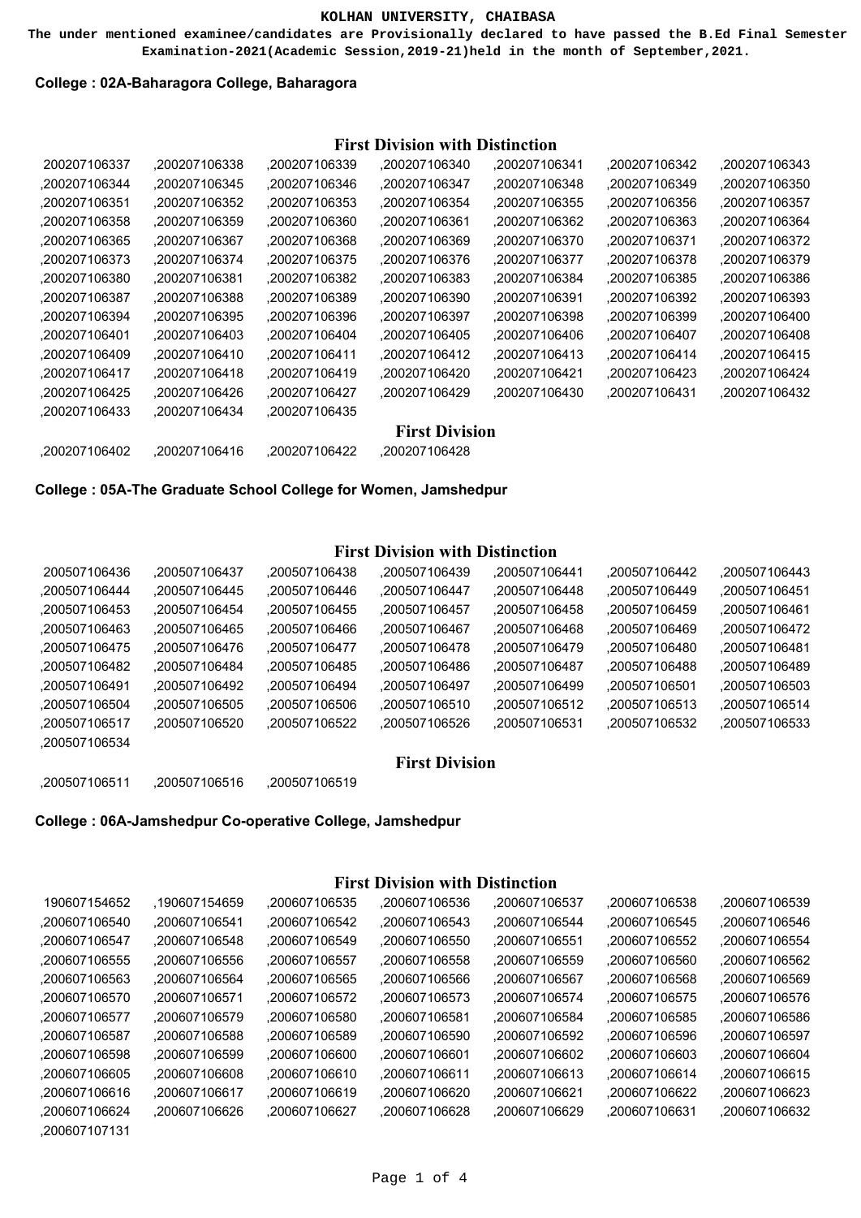**KOLHAN UNIVERSITY, CHAIBASA**

**The under mentioned examinee/candidates are Provisionally declared to have passed the B.Ed Final Semester Examination-2021(Academic Session,2019-21)held in the month of September,2021.**

**College : 02A-Baharagora College, Baharagora**

### First Division with Distinction

200207106337 ,200207106338 ,200207106339 ,200207106340 ,200207106341 ,200207106342 ,200207106343 ,200207106344 ,200207106345 ,200207106346 ,200207106347 ,200207106348 ,200207106349 ,200207106350 ,200207106351 ,200207106352 ,200207106353 ,200207106354 ,200207106355 ,200207106356 ,200207106357 ,200207106358 ,200207106359 ,200207106360 ,200207106361 ,200207106362 ,200207106363 ,200207106364 ,200207106365 ,200207106367 ,200207106368 ,200207106369 ,200207106370 ,200207106371 ,200207106372 ,200207106373 ,200207106374 ,200207106375 ,200207106376 ,200207106377 ,200207106378 ,200207106379 ,200207106380 ,200207106381 ,200207106382 ,200207106383 ,200207106384 ,200207106385 ,200207106386 ,200207106387 ,200207106388 ,200207106389 ,200207106390 ,200207106391 ,200207106392 ,200207106393 ,200207106394 ,200207106395 ,200207106396 ,200207106397 ,200207106398 ,200207106399 ,200207106400 ,200207106401 ,200207106403 ,200207106404 ,200207106405 ,200207106406 ,200207106407 ,200207106408 ,200207106409 ,200207106410 ,200207106411 ,200207106412 ,200207106413 ,200207106414 ,200207106415 ,200207106417 ,200207106418 ,200207106419 ,200207106420 ,200207106421 ,200207106423 ,200207106424 ,200207106425 ,200207106426 ,200207106427 ,200207106429 ,200207106430 ,200207106431 ,200207106432 ,200207106433 ,200207106434 ,200207106435

### First Division

,200207106402 ,200207106416 ,200207106422 ,200207106428

**College : 05A-The Graduate School College for Women, Jamshedpur**

### First Division with Distinction

200507106436 ,200507106437 ,200507106438 ,200507106439 ,200507106441 ,200507106442 ,200507106443 ,200507106444 ,200507106445 ,200507106446 ,200507106447 ,200507106448 ,200507106449 ,200507106451 ,200507106453 ,200507106454 ,200507106455 ,200507106457 ,200507106458 ,200507106459 ,200507106461 ,200507106463 ,200507106465 ,200507106466 ,200507106467 ,200507106468 ,200507106469 ,200507106472 ,200507106475 ,200507106476 ,200507106477 ,200507106478 ,200507106479 ,200507106480 ,200507106481 ,200507106482 ,200507106484 ,200507106485 ,200507106486 ,200507106487 ,200507106488 ,200507106489 ,200507106491 ,200507106492 ,200507106494 ,200507106497 ,200507106499 ,200507106501 ,200507106503 ,200507106504 ,200507106505 ,200507106506 ,200507106510 ,200507106512 ,200507106513 ,200507106514 ,200507106517 ,200507106520 ,200507106522 ,200507106526 ,200507106531 ,200507106532 ,200507106533 ,200507106534

### First Division

,200507106511 ,200507106516 ,200507106519

**College : 06A-Jamshedpur Co-operative College, Jamshedpur**

### First Division with Distinction

190607154652 ,190607154659 ,200607106535 ,200607106536 ,200607106537 ,200607106538 ,200607106539 ,200607106540 ,200607106541 ,200607106542 ,200607106543 ,200607106544 ,200607106545 ,200607106546 ,200607106547 ,200607106548 ,200607106549 ,200607106550 ,200607106551 ,200607106552 ,200607106554 ,200607106555 ,200607106556 ,200607106557 ,200607106558 ,200607106559 ,200607106560 ,200607106562 ,200607106563 ,200607106564 ,200607106565 ,200607106566 ,200607106567 ,200607106568 ,200607106569 ,200607106570 ,200607106571 ,200607106572 ,200607106573 ,200607106574 ,200607106575 ,200607106576 ,200607106577 ,200607106579 ,200607106580 ,200607106581 ,200607106584 ,200607106585 ,200607106586 ,200607106587 ,200607106588 ,200607106589 ,200607106590 ,200607106592 ,200607106596 ,200607106597 ,200607106598 ,200607106599 ,200607106600 ,200607106601 ,200607106602 ,200607106603 ,200607106604 ,200607106605 ,200607106608 ,200607106610 ,200607106611 ,200607106613 ,200607106614 ,200607106615 ,200607106616 ,200607106617 ,200607106619 ,200607106620 ,200607106621 ,200607106622 ,200607106623 ,200607106624 ,200607106626 ,200607106627 ,200607106628 ,200607106629 ,200607106631 ,200607106632 ,200607107131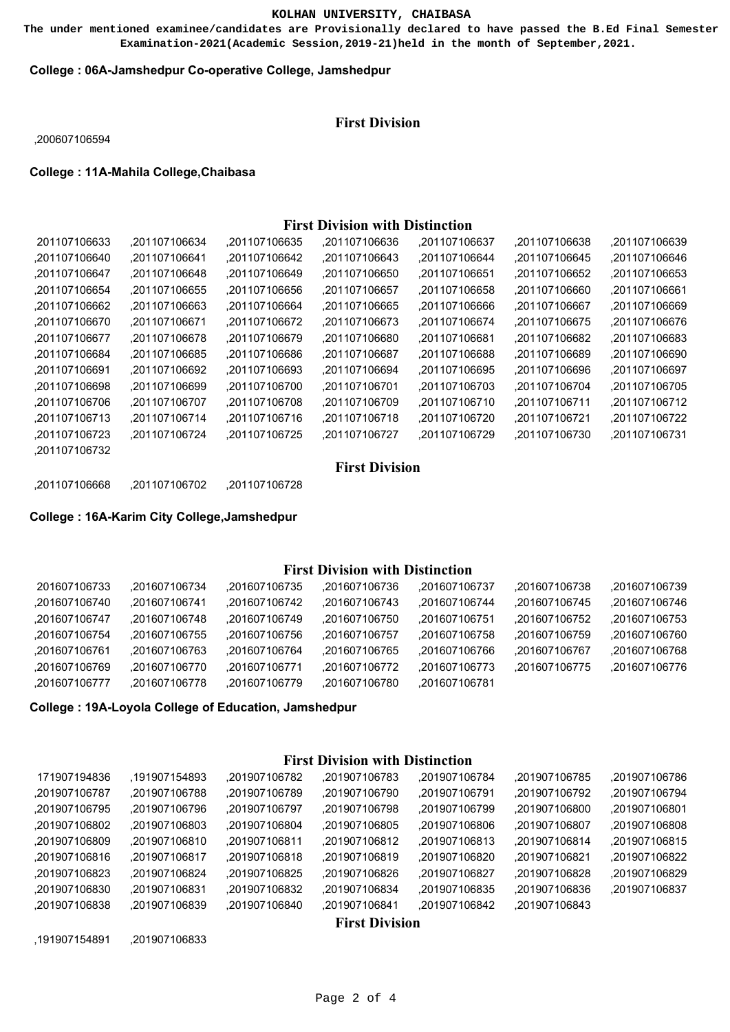**KOLHAN UNIVERSITY, CHAIBASA**

**The under mentioned examinee/candidates are Provisionally declared to have passed the B.Ed Final Semester Examination-2021(Academic Session,2019-21)held in the month of September,2021.**

**College : 06A-Jamshedpur Co-operative College, Jamshedpur**

### First Division

,200607106594

**College : 11A-Mahila College,Chaibasa**

### First Division with Distinction

201107106633 ,201107106634 ,201107106635 ,201107106636 ,201107106637 ,201107106638 ,201107106639
,201107106640 ,201107106641 ,201107106642 ,201107106643 ,201107106644 ,201107106645 ,201107106646
,201107106647 ,201107106648 ,201107106649 ,201107106650 ,201107106651 ,201107106652 ,201107106653
,201107106654 ,201107106655 ,201107106656 ,201107106657 ,201107106658 ,201107106660 ,201107106661
,201107106662 ,201107106663 ,201107106664 ,201107106665 ,201107106666 ,201107106667 ,201107106669
,201107106670 ,201107106671 ,201107106672 ,201107106673 ,201107106674 ,201107106675 ,201107106676
,201107106677 ,201107106678 ,201107106679 ,201107106680 ,201107106681 ,201107106682 ,201107106683
,201107106684 ,201107106685 ,201107106686 ,201107106687 ,201107106688 ,201107106689 ,201107106690
,201107106691 ,201107106692 ,201107106693 ,201107106694 ,201107106695 ,201107106696 ,201107106697
,201107106698 ,201107106699 ,201107106700 ,201107106701 ,201107106703 ,201107106704 ,201107106705
,201107106706 ,201107106707 ,201107106708 ,201107106709 ,201107106710 ,201107106711 ,201107106712
,201107106713 ,201107106714 ,201107106716 ,201107106718 ,201107106720 ,201107106721 ,201107106722
,201107106723 ,201107106724 ,201107106725 ,201107106727 ,201107106729 ,201107106730 ,201107106731
,201107106732

### First Division

,201107106668 ,201107106702 ,201107106728

**College : 16A-Karim City College,Jamshedpur**

### First Division with Distinction

201607106733 ,201607106734 ,201607106735 ,201607106736 ,201607106737 ,201607106738 ,201607106739
,201607106740 ,201607106741 ,201607106742 ,201607106743 ,201607106744 ,201607106745 ,201607106746
,201607106747 ,201607106748 ,201607106749 ,201607106750 ,201607106751 ,201607106752 ,201607106753
,201607106754 ,201607106755 ,201607106756 ,201607106757 ,201607106758 ,201607106759 ,201607106760
,201607106761 ,201607106763 ,201607106764 ,201607106765 ,201607106766 ,201607106767 ,201607106768
,201607106769 ,201607106770 ,201607106771 ,201607106772 ,201607106773 ,201607106775 ,201607106776
,201607106777 ,201607106778 ,201607106779 ,201607106780 ,201607106781

**College : 19A-Loyola College of Education, Jamshedpur**

### First Division with Distinction

171907194836 ,191907154893 ,201907106782 ,201907106783 ,201907106784 ,201907106785 ,201907106786
,201907106787 ,201907106788 ,201907106789 ,201907106790 ,201907106791 ,201907106792 ,201907106794
,201907106795 ,201907106796 ,201907106797 ,201907106798 ,201907106799 ,201907106800 ,201907106801
,201907106802 ,201907106803 ,201907106804 ,201907106805 ,201907106806 ,201907106807 ,201907106808
,201907106809 ,201907106810 ,201907106811 ,201907106812 ,201907106813 ,201907106814 ,201907106815
,201907106816 ,201907106817 ,201907106818 ,201907106819 ,201907106820 ,201907106821 ,201907106822
,201907106823 ,201907106824 ,201907106825 ,201907106826 ,201907106827 ,201907106828 ,201907106829
,201907106830 ,201907106831 ,201907106832 ,201907106834 ,201907106835 ,201907106836 ,201907106837
,201907106838 ,201907106839 ,201907106840 ,201907106841 ,201907106842 ,201907106843

### First Division

,191907154891 ,201907106833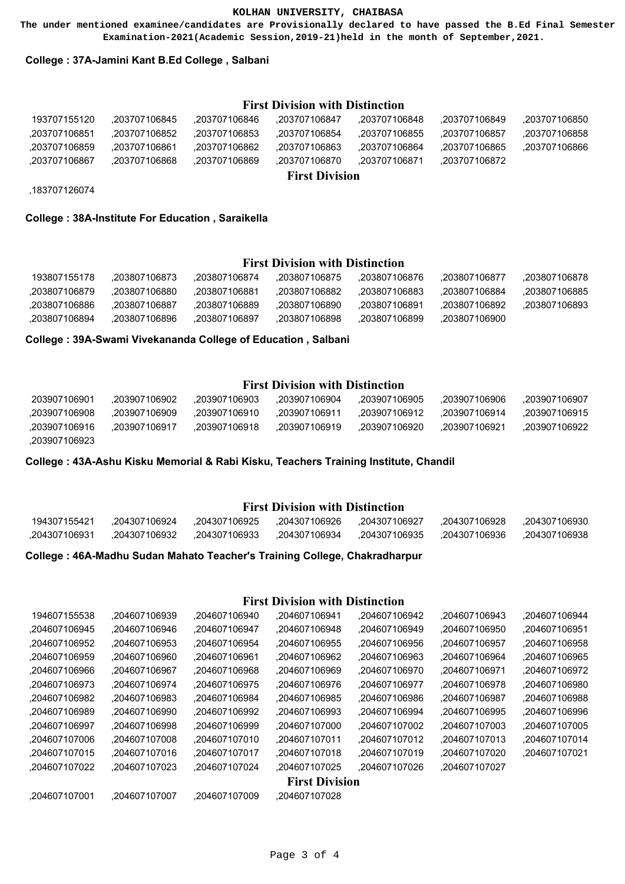**KOLHAN UNIVERSITY, CHAIBASA**

**The under mentioned examinee/candidates are Provisionally declared to have passed the B.Ed Final Semester Examination-2021(Academic Session,2019-21)held in the month of September,2021.**

**College : 37A-Jamini Kant B.Ed College , Salbani**

**First Division with Distinction**

193707155120 ,203707106845 ,203707106846 ,203707106847 ,203707106848 ,203707106849 ,203707106850 ,203707106851 ,203707106852 ,203707106853 ,203707106854 ,203707106855 ,203707106857 ,203707106858 ,203707106859 ,203707106861 ,203707106862 ,203707106863 ,203707106864 ,203707106865 ,203707106866 ,203707106867 ,203707106868 ,203707106869 ,203707106870 ,203707106871 ,203707106872

**First Division**

,183707126074

**College : 38A-Institute For Education , Saraikella**

**First Division with Distinction**

193807155178 ,203807106873 ,203807106874 ,203807106875 ,203807106876 ,203807106877 ,203807106878 ,203807106879 ,203807106880 ,203807106881 ,203807106882 ,203807106883 ,203807106884 ,203807106885 ,203807106886 ,203807106887 ,203807106889 ,203807106890 ,203807106891 ,203807106892 ,203807106893 ,203807106894 ,203807106896 ,203807106897 ,203807106898 ,203807106899 ,203807106900

**College : 39A-Swami Vivekananda College of Education , Salbani**

**First Division with Distinction**

203907106901 ,203907106902 ,203907106903 ,203907106904 ,203907106905 ,203907106906 ,203907106907 ,203907106908 ,203907106909 ,203907106910 ,203907106911 ,203907106912 ,203907106914 ,203907106915 ,203907106916 ,203907106917 ,203907106918 ,203907106919 ,203907106920 ,203907106921 ,203907106922 ,203907106923

**College : 43A-Ashu Kisku Memorial & Rabi Kisku, Teachers Training Institute, Chandil**

**First Division with Distinction**

194307155421 ,204307106924 ,204307106925 ,204307106926 ,204307106927 ,204307106928 ,204307106930 ,204307106931 ,204307106932 ,204307106933 ,204307106934 ,204307106935 ,204307106936 ,204307106938

**College : 46A-Madhu Sudan Mahato Teacher's Training College, Chakradharpur**

**First Division with Distinction**

194607155538 ,204607106939 ,204607106940 ,204607106941 ,204607106942 ,204607106943 ,204607106944 ,204607106945 ,204607106946 ,204607106947 ,204607106948 ,204607106949 ,204607106950 ,204607106951 ,204607106952 ,204607106953 ,204607106954 ,204607106955 ,204607106956 ,204607106957 ,204607106958 ,204607106959 ,204607106960 ,204607106961 ,204607106962 ,204607106963 ,204607106964 ,204607106965 ,204607106966 ,204607106967 ,204607106968 ,204607106969 ,204607106970 ,204607106971 ,204607106972 ,204607106973 ,204607106974 ,204607106975 ,204607106976 ,204607106977 ,204607106978 ,204607106980 ,204607106982 ,204607106983 ,204607106984 ,204607106985 ,204607106986 ,204607106987 ,204607106988 ,204607106989 ,204607106990 ,204607106992 ,204607106993 ,204607106994 ,204607106995 ,204607106996 ,204607106997 ,204607106998 ,204607106999 ,204607107000 ,204607107002 ,204607107003 ,204607107005 ,204607107006 ,204607107008 ,204607107010 ,204607107011 ,204607107012 ,204607107013 ,204607107014 ,204607107015 ,204607107016 ,204607107017 ,204607107018 ,204607107019 ,204607107020 ,204607107021 ,204607107022 ,204607107023 ,204607107024 ,204607107025 ,204607107026 ,204607107027

**First Division**

,204607107001 ,204607107007 ,204607107009 ,204607107028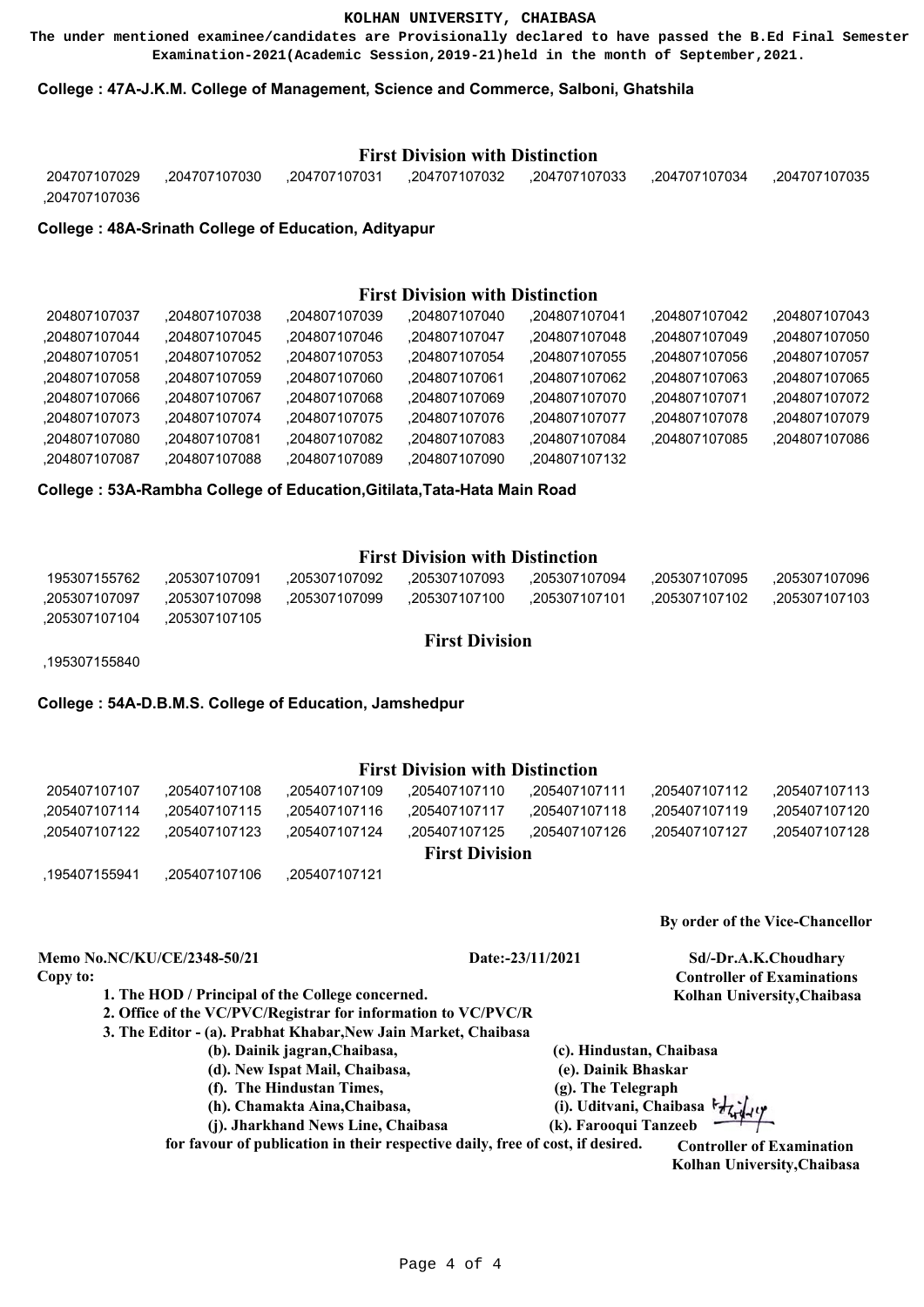**KOLHAN UNIVERSITY, CHAIBASA**

**The under mentioned examinee/candidates are Provisionally declared to have passed the B.Ed Final Semester Examination-2021(Academic Session,2019-21)held in the month of September,2021.**

**College : 47A-J.K.M. College of Management, Science and Commerce, Salboni, Ghatshila**

### First Division with Distinction

204707107029 ,204707107030 ,204707107031 ,204707107032 ,204707107033 ,204707107034 ,204707107035 ,204707107036

**College : 48A-Srinath College of Education, Adityapur**

### First Division with Distinction

204807107037 ,204807107038 ,204807107039 ,204807107040 ,204807107041 ,204807107042 ,204807107043 ,204807107044 ,204807107045 ,204807107046 ,204807107047 ,204807107048 ,204807107049 ,204807107050 ,204807107051 ,204807107052 ,204807107053 ,204807107054 ,204807107055 ,204807107056 ,204807107057 ,204807107058 ,204807107059 ,204807107060 ,204807107061 ,204807107062 ,204807107063 ,204807107065 ,204807107066 ,204807107067 ,204807107068 ,204807107069 ,204807107070 ,204807107071 ,204807107072 ,204807107073 ,204807107074 ,204807107075 ,204807107076 ,204807107077 ,204807107078 ,204807107079 ,204807107080 ,204807107081 ,204807107082 ,204807107083 ,204807107084 ,204807107085 ,204807107086 ,204807107087 ,204807107088 ,204807107089 ,204807107090 ,204807107132

**College : 53A-Rambha College of Education,Gitilata,Tata-Hata Main Road**

### First Division with Distinction

195307155762 ,205307107091 ,205307107092 ,205307107093 ,205307107094 ,205307107095 ,205307107096 ,205307107097 ,205307107098 ,205307107099 ,205307107100 ,205307107101 ,205307107102 ,205307107103 ,205307107104 ,205307107105

### First Division

,195307155840

**College : 54A-D.B.M.S. College of Education, Jamshedpur**

### First Division with Distinction

205407107107 ,205407107108 ,205407107109 ,205407107110 ,205407107111 ,205407107112 ,205407107113 ,205407107114 ,205407107115 ,205407107116 ,205407107117 ,205407107118 ,205407107119 ,205407107120 ,205407107122 ,205407107123 ,205407107124 ,205407107125 ,205407107126 ,205407107127 ,205407107128

### First Division

,195407155941 ,205407107106 ,205407107121

**By order of the Vice-Chancellor**

**Memo No.NC/KU/CE/2348-50/21** **Date:-23/11/2021**

**Sd/-Dr.A.K.Choudhary**
**Controller of Examinations**
**Kolhan University,Chaibasa**

**Copy to:**

1. The HOD / Principal of the College concerned.
2. Office of the VC/PVC/Registrar for information to VC/PVC/R
3. The Editor - (a). Prabhat Khabar,New Jain Market, Chaibasa
   - (b). Dainik jagran,Chaibasa,
   - (c). Hindustan, Chaibasa
   - (d). New Ispat Mail, Chaibasa,
   - (e). Dainik Bhaskar
   - (f). The Hindustan Times,
   - (g). The Telegraph
   - (h). Chamakta Aina,Chaibasa,
   - (i). Uditvani, Chaibasa
   - (j). Jharkhand News Line, Chaibasa
   - (k). Farooqui Tanzeeb

for favour of publication in their respective daily, free of cost, if desired.

**Controller of Examination**
**Kolhan University,Chaibasa**